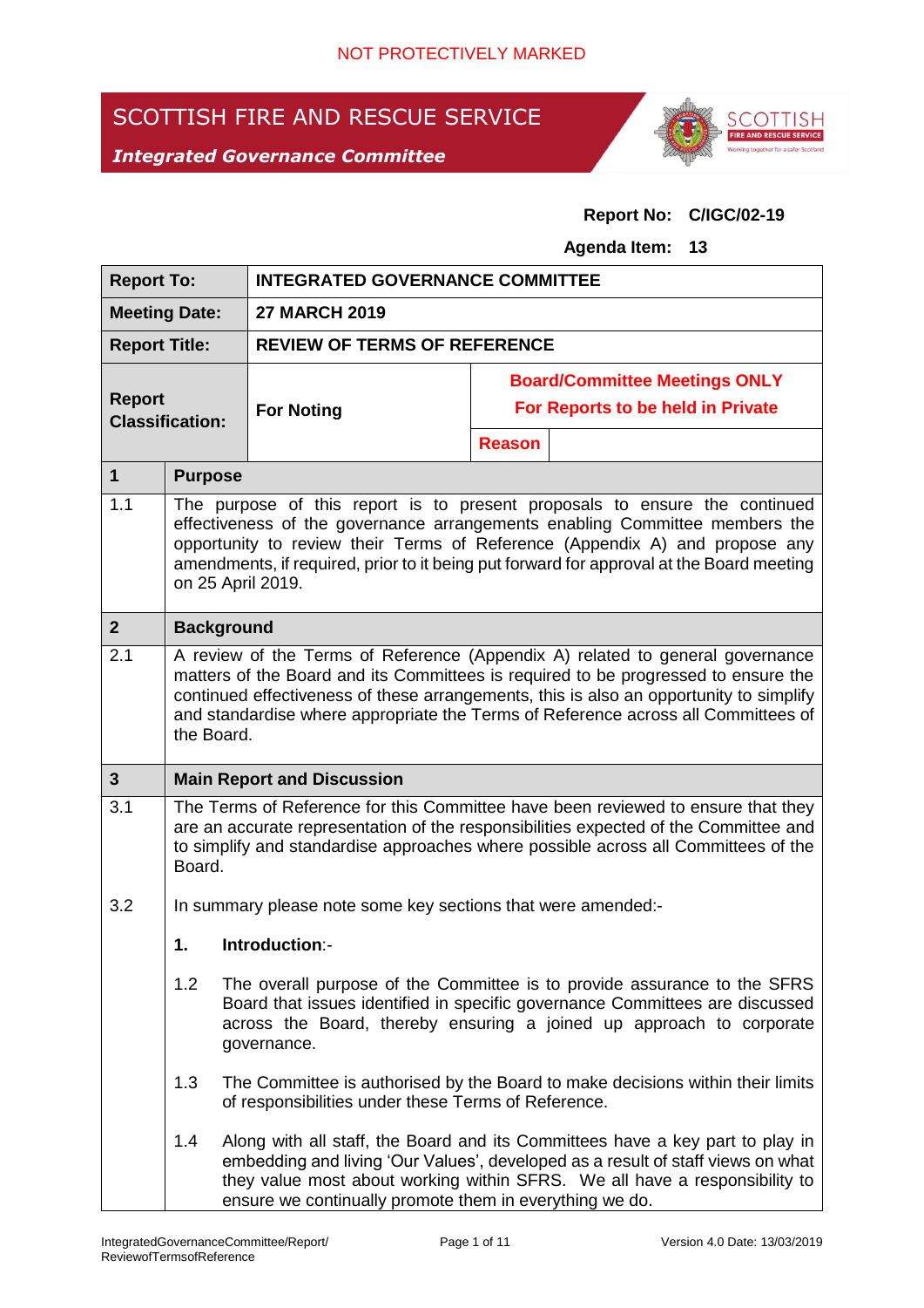NOT PROTECTIVELY MARKED

# SCOTTISH FIRE AND RESCUE SERVICE

***Integrated Governance Committee***

**Report No: C/IGC/02-19**

**Agenda Item: 13**

| **Report To:** | **INTEGRATED GOVERNANCE COMMITTEE** | |
|---|---|---|
| **Meeting Date:** | **27 MARCH 2019** | |
| **Report Title:** | **REVIEW OF TERMS OF REFERENCE** | |
| **Report Classification:** | **For Noting** | **Board/Committee Meetings ONLY For Reports to be held in Private** |
| | | **Reason** |

## 1 Purpose

1.1 The purpose of this report is to present proposals to ensure the continued effectiveness of the governance arrangements enabling Committee members the opportunity to review their Terms of Reference (Appendix A) and propose any amendments, if required, prior to it being put forward for approval at the Board meeting on 25 April 2019.

## 2 Background

2.1 A review of the Terms of Reference (Appendix A) related to general governance matters of the Board and its Committees is required to be progressed to ensure the continued effectiveness of these arrangements, this is also an opportunity to simplify and standardise where appropriate the Terms of Reference across all Committees of the Board.

## 3 Main Report and Discussion

3.1 The Terms of Reference for this Committee have been reviewed to ensure that they are an accurate representation of the responsibilities expected of the Committee and to simplify and standardise approaches where possible across all Committees of the Board.

3.2 In summary please note some key sections that were amended:-

**1. Introduction**:-

1.2 The overall purpose of the Committee is to provide assurance to the SFRS Board that issues identified in specific governance Committees are discussed across the Board, thereby ensuring a joined up approach to corporate governance.

1.3 The Committee is authorised by the Board to make decisions within their limits of responsibilities under these Terms of Reference.

1.4 Along with all staff, the Board and its Committees have a key part to play in embedding and living 'Our Values', developed as a result of staff views on what they value most about working within SFRS. We all have a responsibility to ensure we continually promote them in everything we do.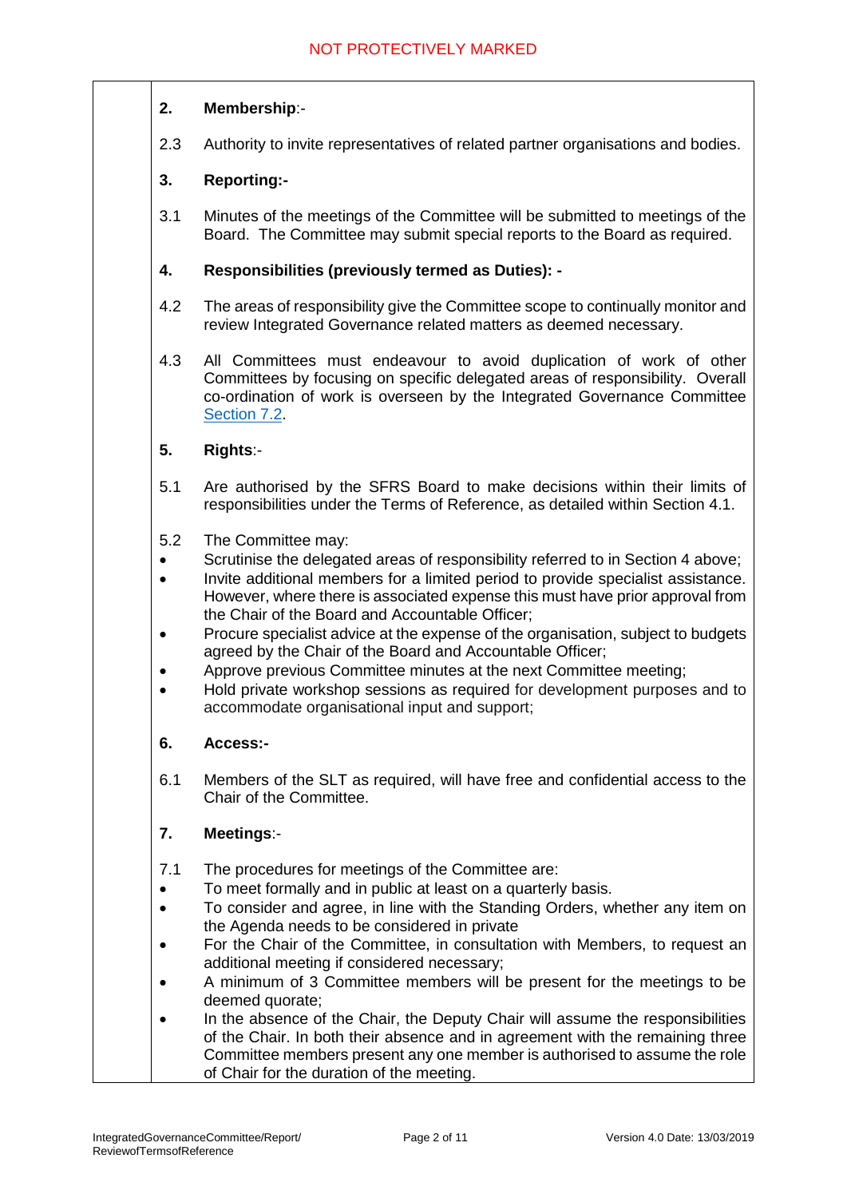**2. Membership**:-

2.3 Authority to invite representatives of related partner organisations and bodies.

**3. Reporting:-**

3.1 Minutes of the meetings of the Committee will be submitted to meetings of the Board. The Committee may submit special reports to the Board as required.

**4. Responsibilities (previously termed as Duties): -**

4.2 The areas of responsibility give the Committee scope to continually monitor and review Integrated Governance related matters as deemed necessary.

4.3 All Committees must endeavour to avoid duplication of work of other Committees by focusing on specific delegated areas of responsibility. Overall co-ordination of work is overseen by the Integrated Governance Committee Section 7.2.

**5. Rights**:-

5.1 Are authorised by the SFRS Board to make decisions within their limits of responsibilities under the Terms of Reference, as detailed within Section 4.1.

5.2 The Committee may:

- Scrutinise the delegated areas of responsibility referred to in Section 4 above;
- Invite additional members for a limited period to provide specialist assistance. However, where there is associated expense this must have prior approval from the Chair of the Board and Accountable Officer;
- Procure specialist advice at the expense of the organisation, subject to budgets agreed by the Chair of the Board and Accountable Officer;
- Approve previous Committee minutes at the next Committee meeting;
- Hold private workshop sessions as required for development purposes and to accommodate organisational input and support;

**6. Access:-**

6.1 Members of the SLT as required, will have free and confidential access to the Chair of the Committee.

**7. Meetings**:-

7.1 The procedures for meetings of the Committee are:

- To meet formally and in public at least on a quarterly basis.
- To consider and agree, in line with the Standing Orders, whether any item on the Agenda needs to be considered in private
- For the Chair of the Committee, in consultation with Members, to request an additional meeting if considered necessary;
- A minimum of 3 Committee members will be present for the meetings to be deemed quorate;
- In the absence of the Chair, the Deputy Chair will assume the responsibilities of the Chair. In both their absence and in agreement with the remaining three Committee members present any one member is authorised to assume the role of Chair for the duration of the meeting.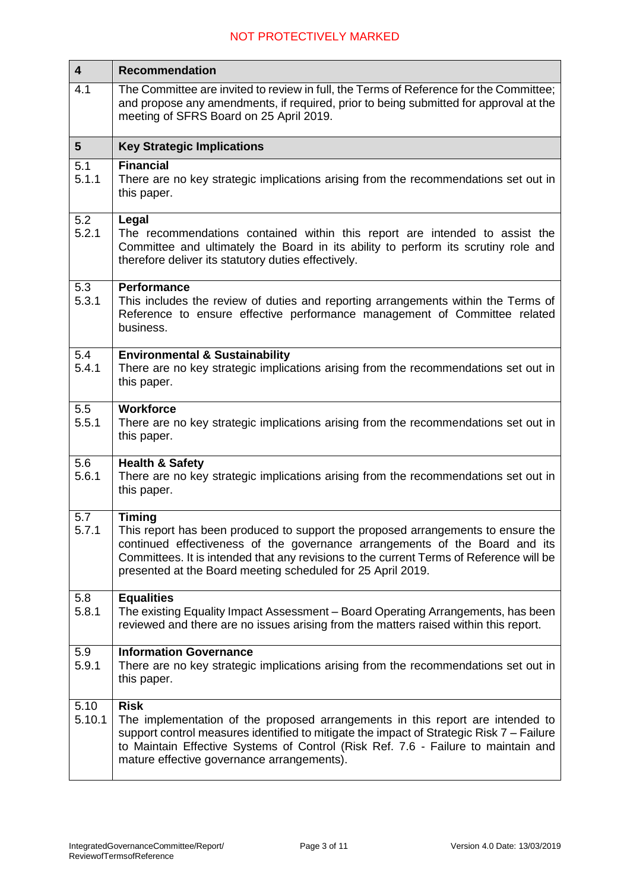| 4 | Recommendation |
|---|---|
| 4.1 | The Committee are invited to review in full, the Terms of Reference for the Committee; and propose any amendments, if required, prior to being submitted for approval at the meeting of SFRS Board on 25 April 2019. |
| **5** | **Key Strategic Implications** |
| 5.1<br>5.1.1 | **Financial**<br>There are no key strategic implications arising from the recommendations set out in this paper. |
| 5.2<br>5.2.1 | **Legal**<br>The recommendations contained within this report are intended to assist the Committee and ultimately the Board in its ability to perform its scrutiny role and therefore deliver its statutory duties effectively. |
| 5.3<br>5.3.1 | **Performance**<br>This includes the review of duties and reporting arrangements within the Terms of Reference to ensure effective performance management of Committee related business. |
| 5.4<br>5.4.1 | **Environmental & Sustainability**<br>There are no key strategic implications arising from the recommendations set out in this paper. |
| 5.5<br>5.5.1 | **Workforce**<br>There are no key strategic implications arising from the recommendations set out in this paper. |
| 5.6<br>5.6.1 | **Health & Safety**<br>There are no key strategic implications arising from the recommendations set out in this paper. |
| 5.7<br>5.7.1 | **Timing**<br>This report has been produced to support the proposed arrangements to ensure the continued effectiveness of the governance arrangements of the Board and its Committees. It is intended that any revisions to the current Terms of Reference will be presented at the Board meeting scheduled for 25 April 2019. |
| 5.8<br>5.8.1 | **Equalities**<br>The existing Equality Impact Assessment – Board Operating Arrangements, has been reviewed and there are no issues arising from the matters raised within this report. |
| 5.9<br>5.9.1 | **Information Governance**<br>There are no key strategic implications arising from the recommendations set out in this paper. |
| 5.10<br>5.10.1 | **Risk**<br>The implementation of the proposed arrangements in this report are intended to support control measures identified to mitigate the impact of Strategic Risk 7 – Failure to Maintain Effective Systems of Control (Risk Ref. 7.6 - Failure to maintain and mature effective governance arrangements). |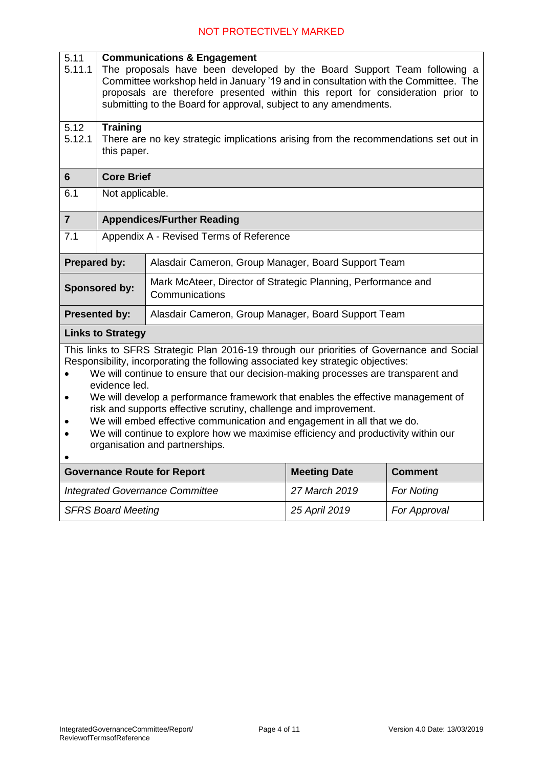| | |
|---|---|
| 5.11 | **Communications & Engagement** |
| 5.11.1 | The proposals have been developed by the Board Support Team following a Committee workshop held in January '19 and in consultation with the Committee. The proposals are therefore presented within this report for consideration prior to submitting to the Board for approval, subject to any amendments. |
| 5.12 | **Training** |
| 5.12.1 | There are no key strategic implications arising from the recommendations set out in this paper. |
| **6** | **Core Brief** |
| 6.1 | Not applicable. |
| **7** | **Appendices/Further Reading** |
| 7.1 | Appendix A - Revised Terms of Reference |

| | |
|---|---|
| **Prepared by:** | Alasdair Cameron, Group Manager, Board Support Team |
| **Sponsored by:** | Mark McAteer, Director of Strategic Planning, Performance and Communications |
| **Presented by:** | Alasdair Cameron, Group Manager, Board Support Team |

**Links to Strategy**

This links to SFRS Strategic Plan 2016-19 through our priorities of Governance and Social Responsibility, incorporating the following associated key strategic objectives:

- We will continue to ensure that our decision-making processes are transparent and evidence led.
- We will develop a performance framework that enables the effective management of risk and supports effective scrutiny, challenge and improvement.
- We will embed effective communication and engagement in all that we do.
- We will continue to explore how we maximise efficiency and productivity within our organisation and partnerships.

| Governance Route for Report | Meeting Date | Comment |
|---|---|---|
| *Integrated Governance Committee* | *27 March 2019* | *For Noting* |
| *SFRS Board Meeting* | *25 April 2019* | *For Approval* |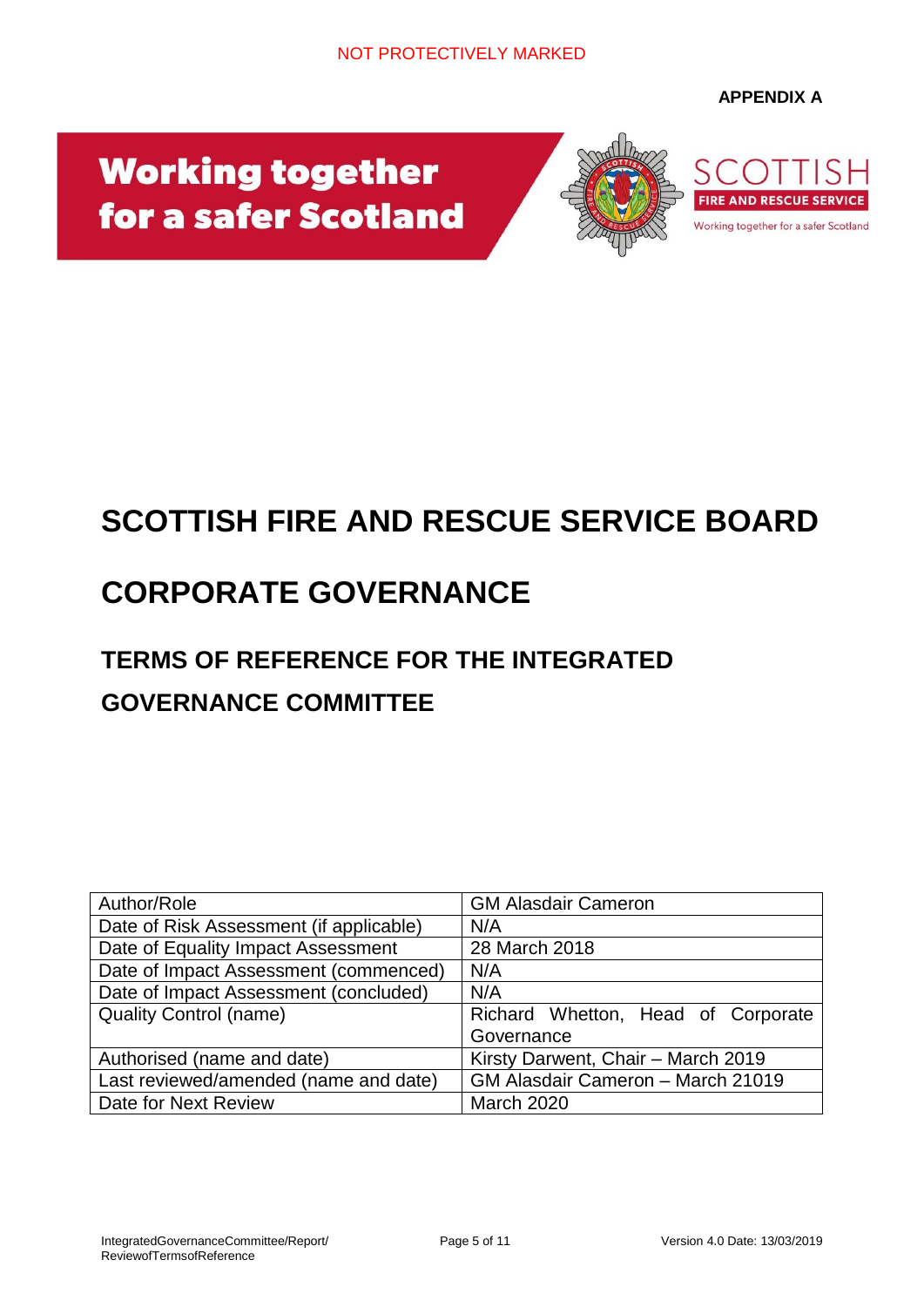NOT PROTECTIVELY MARKED

**APPENDIX A**

Working together for a safer Scotland

SCOTTISH FIRE AND RESCUE SERVICE
Working together for a safer Scotland

# SCOTTISH FIRE AND RESCUE SERVICE BOARD

# CORPORATE GOVERNANCE

## TERMS OF REFERENCE FOR THE INTEGRATED GOVERNANCE COMMITTEE

| Author/Role | GM Alasdair Cameron |
|---|---|
| Date of Risk Assessment (if applicable) | N/A |
| Date of Equality Impact Assessment | 28 March 2018 |
| Date of Impact Assessment (commenced) | N/A |
| Date of Impact Assessment (concluded) | N/A |
| Quality Control (name) | Richard Whetton, Head of Corporate Governance |
| Authorised (name and date) | Kirsty Darwent, Chair – March 2019 |
| Last reviewed/amended (name and date) | GM Alasdair Cameron – March 21019 |
| Date for Next Review | March 2020 |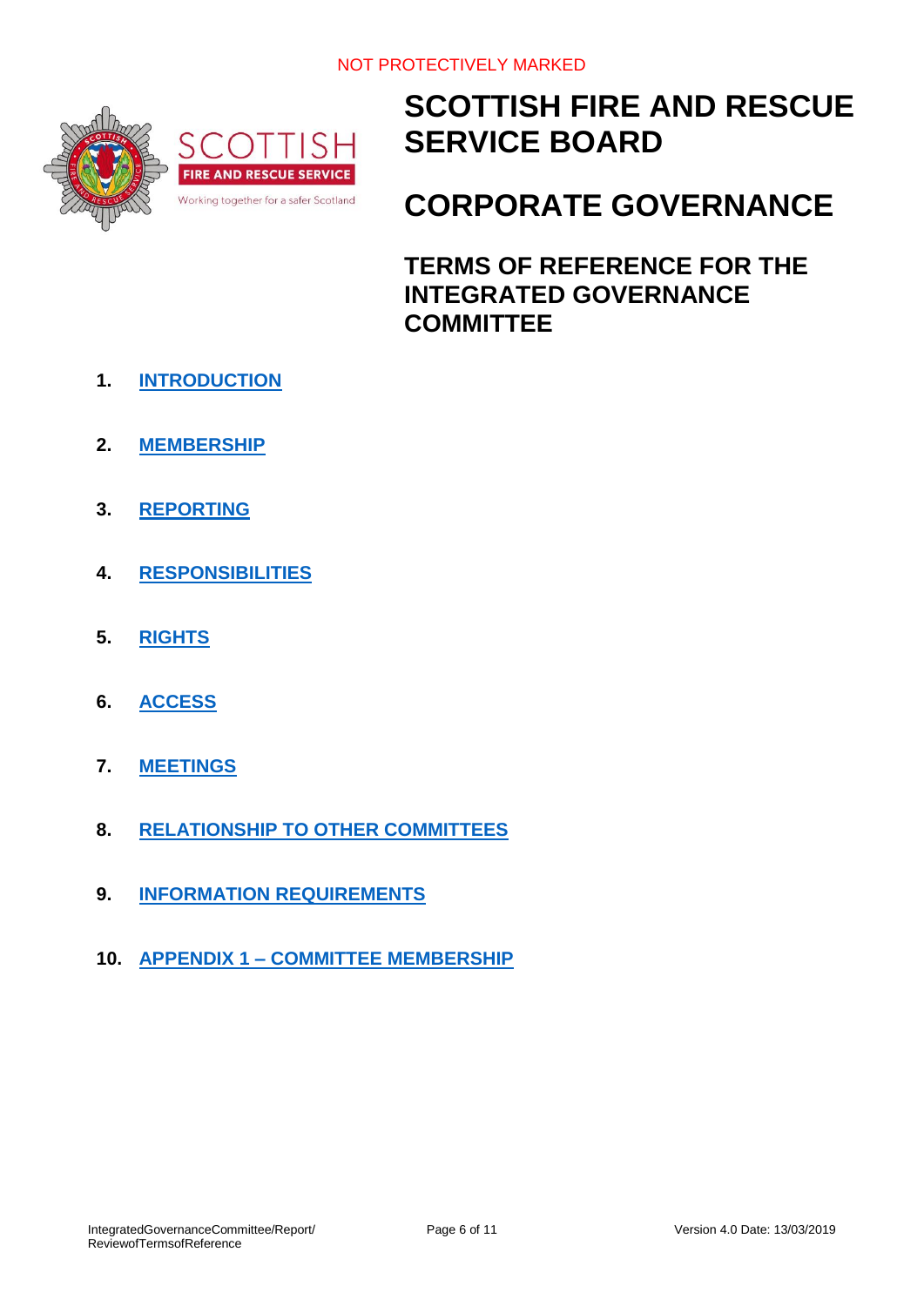NOT PROTECTIVELY MARKED

# SCOTTISH FIRE AND RESCUE SERVICE BOARD

# CORPORATE GOVERNANCE

## TERMS OF REFERENCE FOR THE INTEGRATED GOVERNANCE COMMITTEE

1. **INTRODUCTION**
2. **MEMBERSHIP**
3. **REPORTING**
4. **RESPONSIBILITIES**
5. **RIGHTS**
6. **ACCESS**
7. **MEETINGS**
8. **RELATIONSHIP TO OTHER COMMITTEES**
9. **INFORMATION REQUIREMENTS**
10. **APPENDIX 1 – COMMITTEE MEMBERSHIP**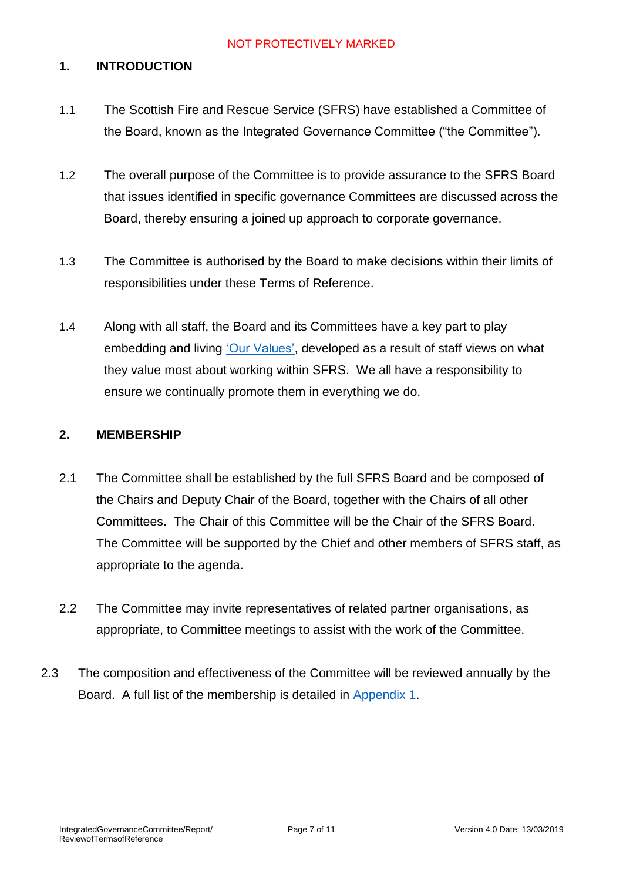## 1. INTRODUCTION

1.1 The Scottish Fire and Rescue Service (SFRS) have established a Committee of the Board, known as the Integrated Governance Committee ("the Committee").

1.2 The overall purpose of the Committee is to provide assurance to the SFRS Board that issues identified in specific governance Committees are discussed across the Board, thereby ensuring a joined up approach to corporate governance.

1.3 The Committee is authorised by the Board to make decisions within their limits of responsibilities under these Terms of Reference.

1.4 Along with all staff, the Board and its Committees have a key part to play embedding and living 'Our Values', developed as a result of staff views on what they value most about working within SFRS. We all have a responsibility to ensure we continually promote them in everything we do.

## 2. MEMBERSHIP

2.1 The Committee shall be established by the full SFRS Board and be composed of the Chairs and Deputy Chair of the Board, together with the Chairs of all other Committees. The Chair of this Committee will be the Chair of the SFRS Board. The Committee will be supported by the Chief and other members of SFRS staff, as appropriate to the agenda.

2.2 The Committee may invite representatives of related partner organisations, as appropriate, to Committee meetings to assist with the work of the Committee.

2.3 The composition and effectiveness of the Committee will be reviewed annually by the Board. A full list of the membership is detailed in Appendix 1.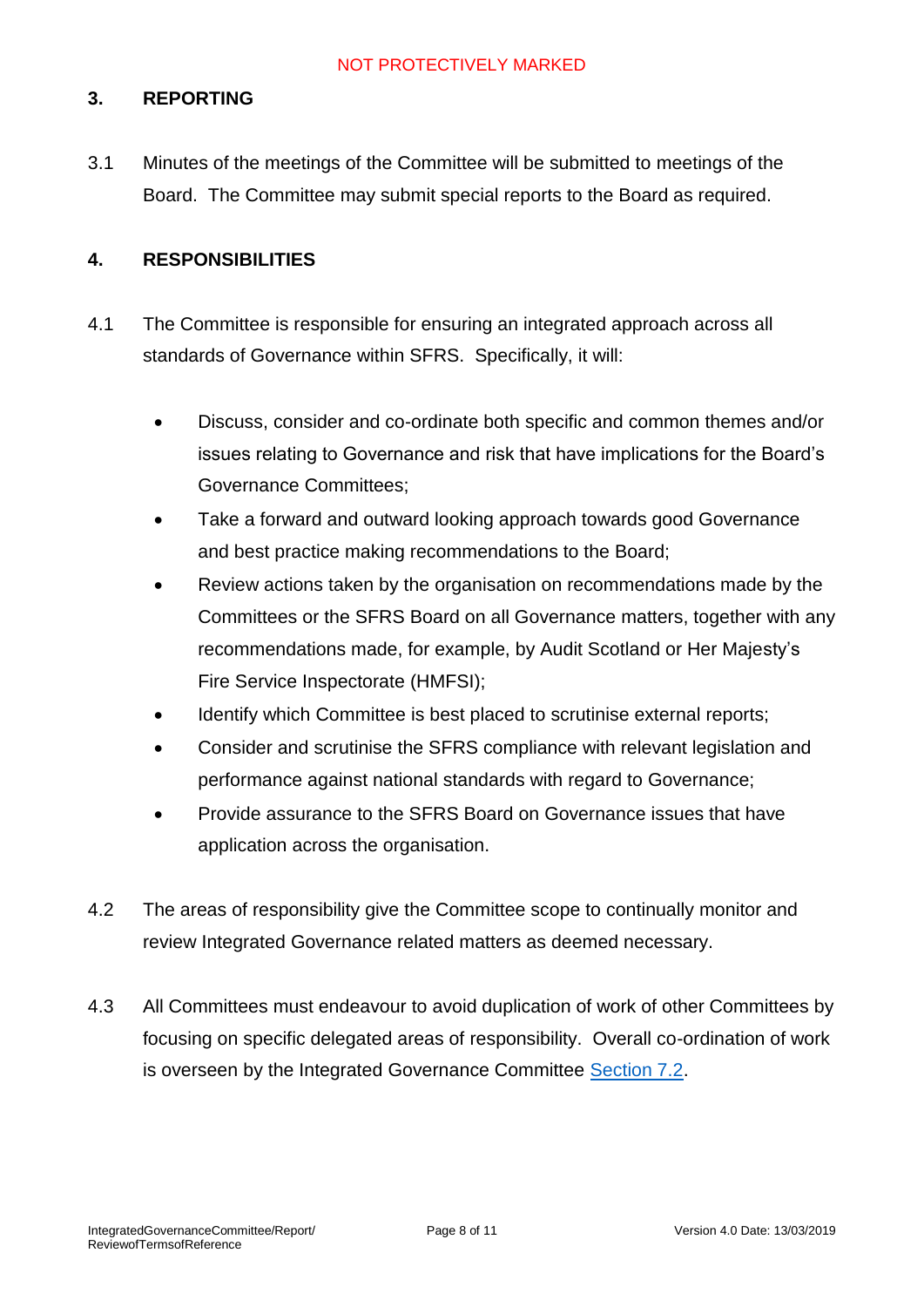## 3. REPORTING

3.1 Minutes of the meetings of the Committee will be submitted to meetings of the Board. The Committee may submit special reports to the Board as required.

## 4. RESPONSIBILITIES

4.1 The Committee is responsible for ensuring an integrated approach across all standards of Governance within SFRS. Specifically, it will:

- Discuss, consider and co-ordinate both specific and common themes and/or issues relating to Governance and risk that have implications for the Board's Governance Committees;
- Take a forward and outward looking approach towards good Governance and best practice making recommendations to the Board;
- Review actions taken by the organisation on recommendations made by the Committees or the SFRS Board on all Governance matters, together with any recommendations made, for example, by Audit Scotland or Her Majesty's Fire Service Inspectorate (HMFSI);
- Identify which Committee is best placed to scrutinise external reports;
- Consider and scrutinise the SFRS compliance with relevant legislation and performance against national standards with regard to Governance;
- Provide assurance to the SFRS Board on Governance issues that have application across the organisation.

4.2 The areas of responsibility give the Committee scope to continually monitor and review Integrated Governance related matters as deemed necessary.

4.3 All Committees must endeavour to avoid duplication of work of other Committees by focusing on specific delegated areas of responsibility. Overall co-ordination of work is overseen by the Integrated Governance Committee Section 7.2.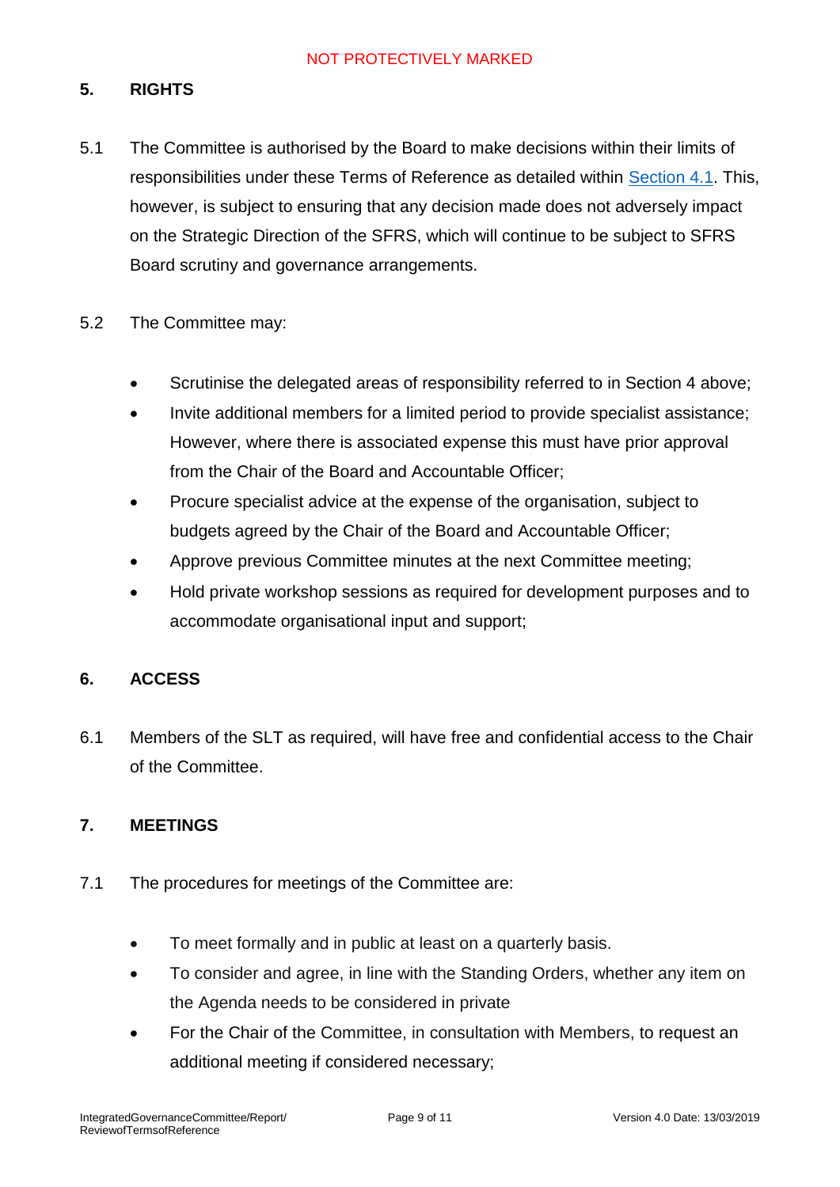## 5. RIGHTS

5.1 The Committee is authorised by the Board to make decisions within their limits of responsibilities under these Terms of Reference as detailed within Section 4.1. This, however, is subject to ensuring that any decision made does not adversely impact on the Strategic Direction of the SFRS, which will continue to be subject to SFRS Board scrutiny and governance arrangements.

5.2 The Committee may:

- Scrutinise the delegated areas of responsibility referred to in Section 4 above;
- Invite additional members for a limited period to provide specialist assistance; However, where there is associated expense this must have prior approval from the Chair of the Board and Accountable Officer;
- Procure specialist advice at the expense of the organisation, subject to budgets agreed by the Chair of the Board and Accountable Officer;
- Approve previous Committee minutes at the next Committee meeting;
- Hold private workshop sessions as required for development purposes and to accommodate organisational input and support;

## 6. ACCESS

6.1 Members of the SLT as required, will have free and confidential access to the Chair of the Committee.

## 7. MEETINGS

7.1 The procedures for meetings of the Committee are:

- To meet formally and in public at least on a quarterly basis.
- To consider and agree, in line with the Standing Orders, whether any item on the Agenda needs to be considered in private
- For the Chair of the Committee, in consultation with Members, to request an additional meeting if considered necessary;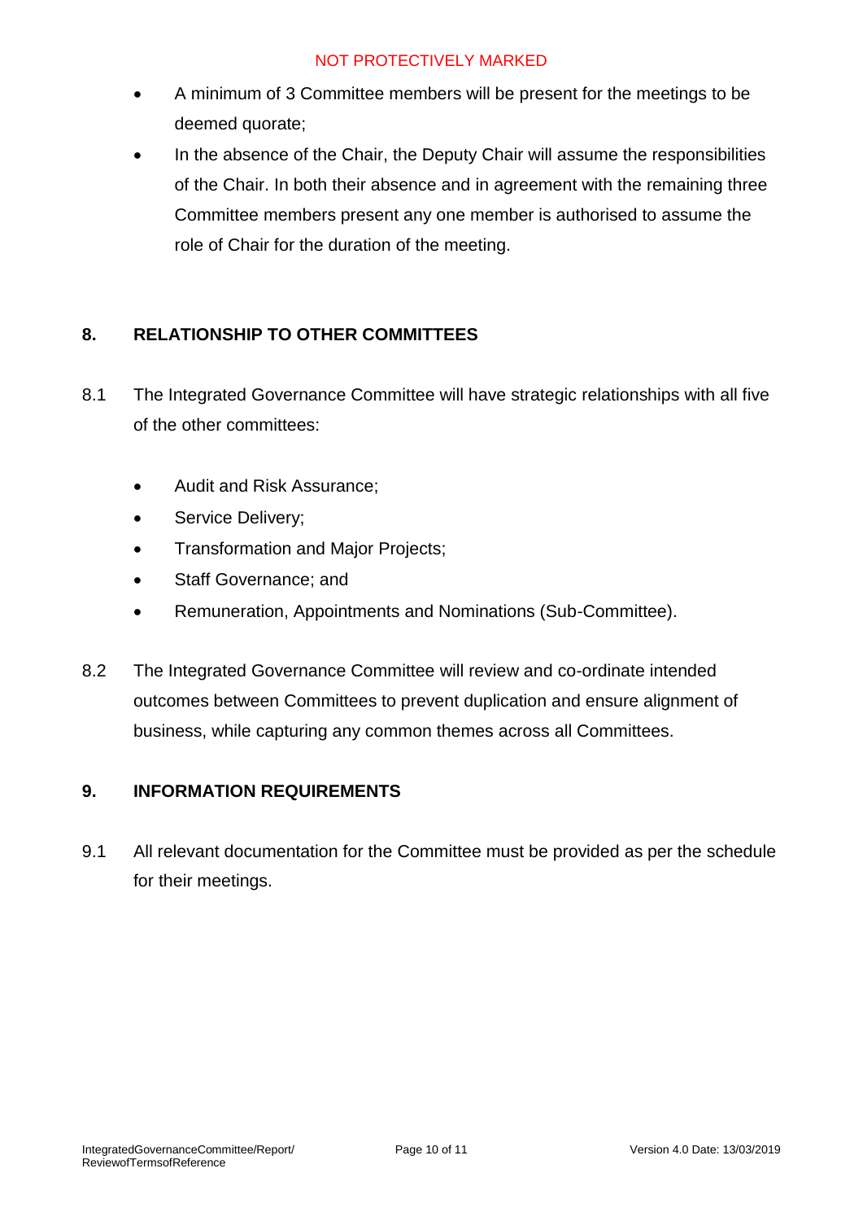- A minimum of 3 Committee members will be present for the meetings to be deemed quorate;
- In the absence of the Chair, the Deputy Chair will assume the responsibilities of the Chair. In both their absence and in agreement with the remaining three Committee members present any one member is authorised to assume the role of Chair for the duration of the meeting.

## 8. RELATIONSHIP TO OTHER COMMITTEES

8.1 The Integrated Governance Committee will have strategic relationships with all five of the other committees:

- Audit and Risk Assurance;
- Service Delivery;
- Transformation and Major Projects;
- Staff Governance; and
- Remuneration, Appointments and Nominations (Sub-Committee).

8.2 The Integrated Governance Committee will review and co-ordinate intended outcomes between Committees to prevent duplication and ensure alignment of business, while capturing any common themes across all Committees.

## 9. INFORMATION REQUIREMENTS

9.1 All relevant documentation for the Committee must be provided as per the schedule for their meetings.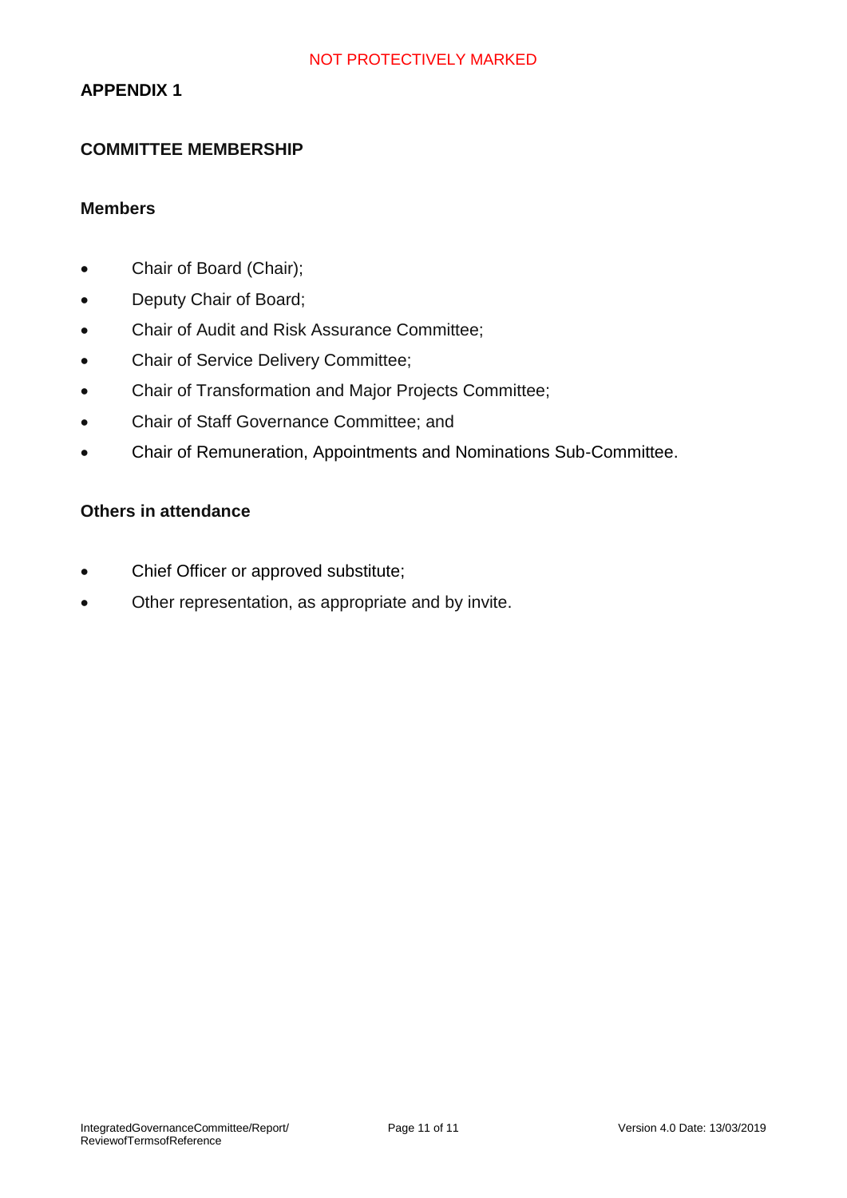## APPENDIX 1

## COMMITTEE MEMBERSHIP

### Members

- Chair of Board (Chair);
- Deputy Chair of Board;
- Chair of Audit and Risk Assurance Committee;
- Chair of Service Delivery Committee;
- Chair of Transformation and Major Projects Committee;
- Chair of Staff Governance Committee; and
- Chair of Remuneration, Appointments and Nominations Sub-Committee.

### Others in attendance

- Chief Officer or approved substitute;
- Other representation, as appropriate and by invite.